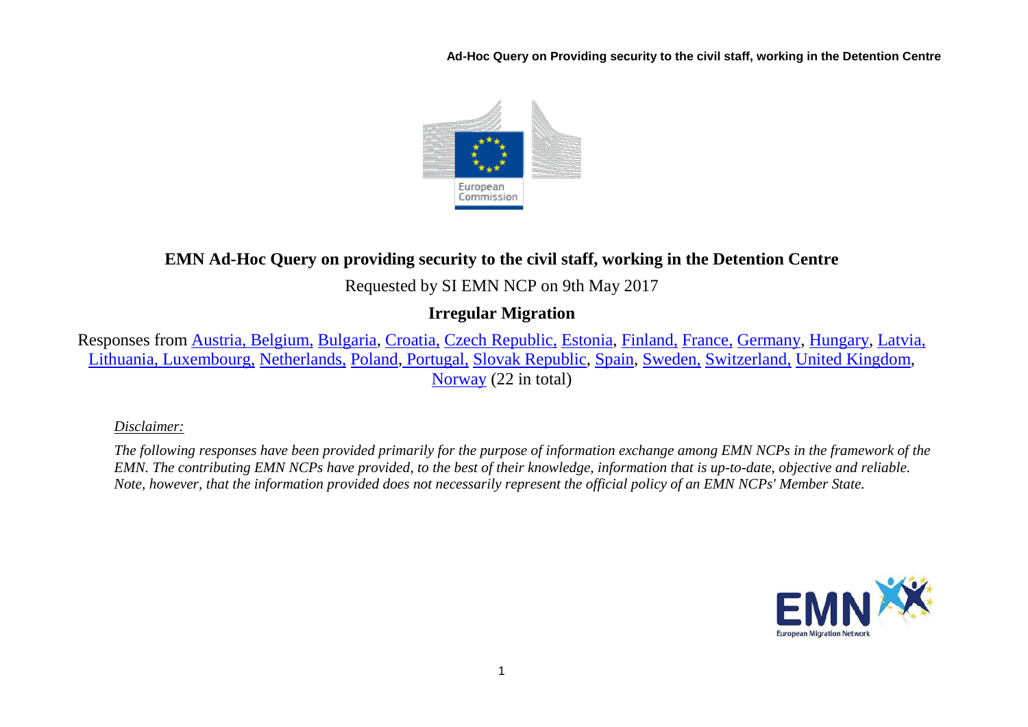# EMN Ad-Hoc Query on providing security to the civil staff, working in the Detention Centre

Requested by SI EMN NCP on 9th May 2017

## Irregular Migration

Responses from Austria, Belgium, Bulgaria, Croatia, Czech Republic, Estonia, Finland, France, Germany, Hungary, Latvia, Lithuania, Luxembourg, Netherlands, Poland, Portugal, Slovak Republic, Spain, Sweden, Switzerland, United Kingdom, Norway (22 in total)

*Disclaimer:*

*The following responses have been provided primarily for the purpose of information exchange among EMN NCPs in the framework of the EMN. The contributing EMN NCPs have provided, to the best of their knowledge, information that is up-to-date, objective and reliable. Note, however, that the information provided does not necessarily represent the official policy of an EMN NCPs' Member State.*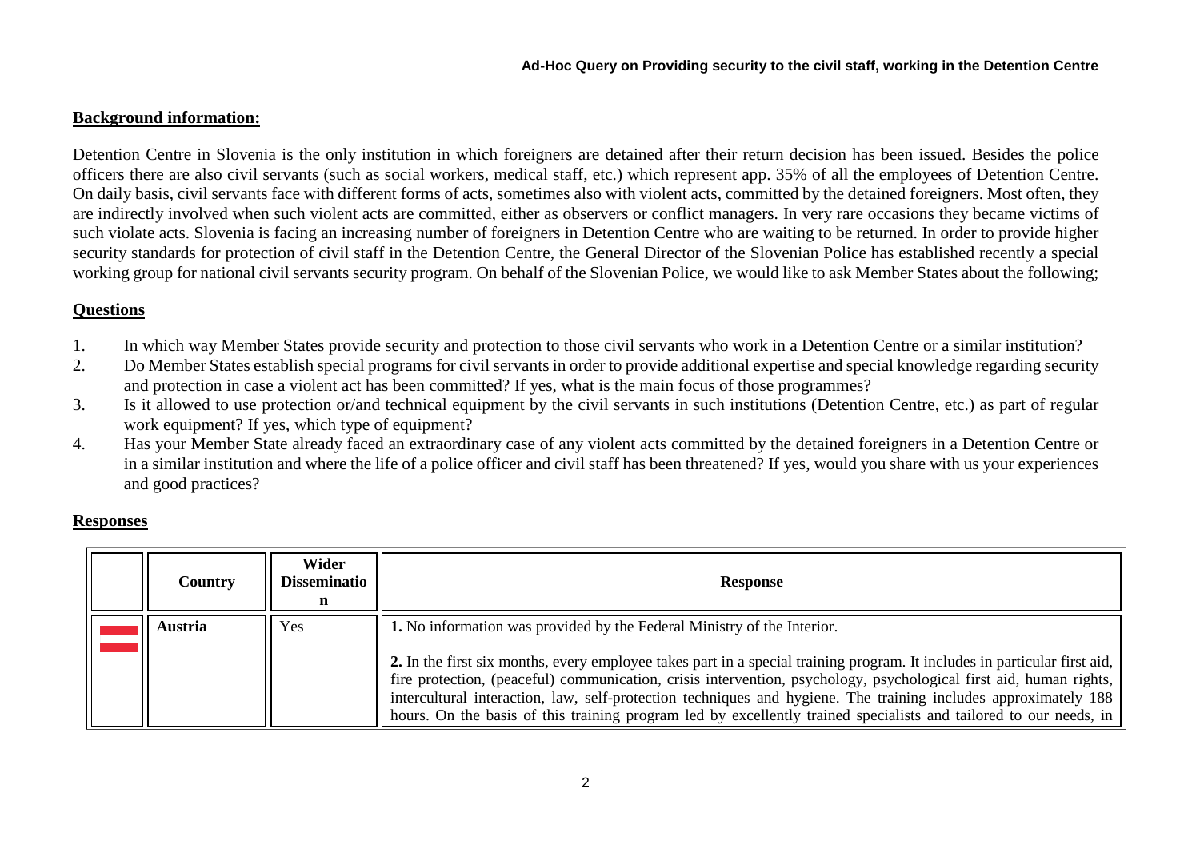## Background information:

Detention Centre in Slovenia is the only institution in which foreigners are detained after their return decision has been issued. Besides the police officers there are also civil servants (such as social workers, medical staff, etc.) which represent app. 35% of all the employees of Detention Centre. On daily basis, civil servants face with different forms of acts, sometimes also with violent acts, committed by the detained foreigners. Most often, they are indirectly involved when such violent acts are committed, either as observers or conflict managers. In very rare occasions they became victims of such violate acts. Slovenia is facing an increasing number of foreigners in Detention Centre who are waiting to be returned. In order to provide higher security standards for protection of civil staff in the Detention Centre, the General Director of the Slovenian Police has established recently a special working group for national civil servants security program. On behalf of the Slovenian Police, we would like to ask Member States about the following;

## Questions

1. In which way Member States provide security and protection to those civil servants who work in a Detention Centre or a similar institution?
2. Do Member States establish special programs for civil servants in order to provide additional expertise and special knowledge regarding security and protection in case a violent act has been committed? If yes, what is the main focus of those programmes?
3. Is it allowed to use protection or/and technical equipment by the civil servants in such institutions (Detention Centre, etc.) as part of regular work equipment? If yes, which type of equipment?
4. Has your Member State already faced an extraordinary case of any violent acts committed by the detained foreigners in a Detention Centre or in a similar institution and where the life of a police officer and civil staff has been threatened? If yes, would you share with us your experiences and good practices?

## Responses

| | Country | Wider Dissemination | Response |
|---|---|---|---|
| | **Austria** | Yes | **1.** No information was provided by the Federal Ministry of the Interior.<br><br>**2.** In the first six months, every employee takes part in a special training program. It includes in particular first aid, fire protection, (peaceful) communication, crisis intervention, psychology, psychological first aid, human rights, intercultural interaction, law, self-protection techniques and hygiene. The training includes approximately 188 hours. On the basis of this training program led by excellently trained specialists and tailored to our needs, in |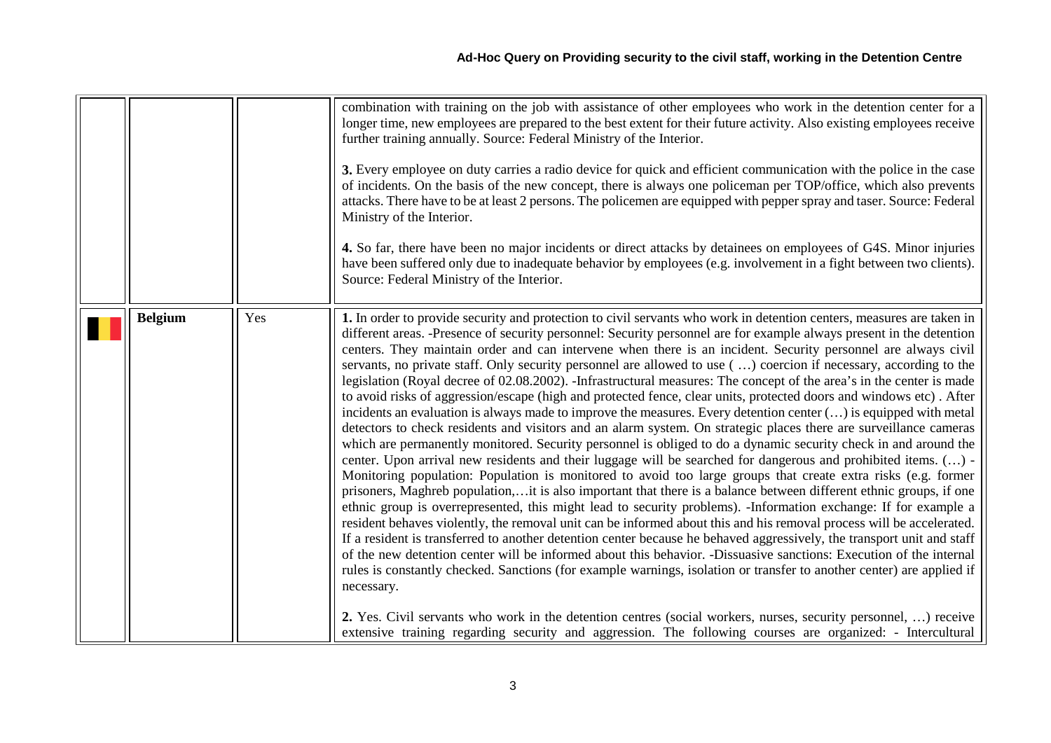| | | | |
|---|---|---|---|
| | | | combination with training on the job with assistance of other employees who work in the detention center for a longer time, new employees are prepared to the best extent for their future activity. Also existing employees receive further training annually. Source: Federal Ministry of the Interior.<br><br>**3.** Every employee on duty carries a radio device for quick and efficient communication with the police in the case of incidents. On the basis of the new concept, there is always one policeman per TOP/office, which also prevents attacks. There have to be at least 2 persons. The policemen are equipped with pepper spray and taser. Source: Federal Ministry of the Interior.<br><br>**4.** So far, there have been no major incidents or direct attacks by detainees on employees of G4S. Minor injuries have been suffered only due to inadequate behavior by employees (e.g. involvement in a fight between two clients). Source: Federal Ministry of the Interior. |
| | **Belgium** | Yes | **1.** In order to provide security and protection to civil servants who work in detention centers, measures are taken in different areas. -Presence of security personnel: Security personnel are for example always present in the detention centers. They maintain order and can intervene when there is an incident. Security personnel are always civil servants, no private staff. Only security personnel are allowed to use ( …) coercion if necessary, according to the legislation (Royal decree of 02.08.2002). -Infrastructural measures: The concept of the area's in the center is made to avoid risks of aggression/escape (high and protected fence, clear units, protected doors and windows etc) . After incidents an evaluation is always made to improve the measures. Every detention center (…) is equipped with metal detectors to check residents and visitors and an alarm system. On strategic places there are surveillance cameras which are permanently monitored. Security personnel is obliged to do a dynamic security check in and around the center. Upon arrival new residents and their luggage will be searched for dangerous and prohibited items. (…) -Monitoring population: Population is monitored to avoid too large groups that create extra risks (e.g. former prisoners, Maghreb population,…it is also important that there is a balance between different ethnic groups, if one ethnic group is overrepresented, this might lead to security problems). -Information exchange: If for example a resident behaves violently, the removal unit can be informed about this and his removal process will be accelerated. If a resident is transferred to another detention center because he behaved aggressively, the transport unit and staff of the new detention center will be informed about this behavior. -Dissuasive sanctions: Execution of the internal rules is constantly checked. Sanctions (for example warnings, isolation or transfer to another center) are applied if necessary.<br><br>**2.** Yes. Civil servants who work in the detention centres (social workers, nurses, security personnel, …) receive extensive training regarding security and aggression. The following courses are organized: - Intercultural |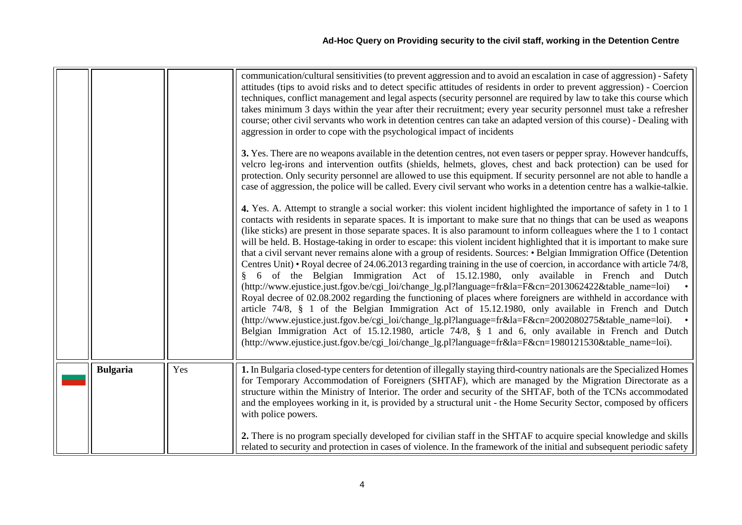| | | | |
|---|---|---|---|
| | | | communication/cultural sensitivities (to prevent aggression and to avoid an escalation in case of aggression) - Safety attitudes (tips to avoid risks and to detect specific attitudes of residents in order to prevent aggression) - Coercion techniques, conflict management and legal aspects (security personnel are required by law to take this course which takes minimum 3 days within the year after their recruitment; every year security personnel must take a refresher course; other civil servants who work in detention centres can take an adapted version of this course) - Dealing with aggression in order to cope with the psychological impact of incidents<br><br>**3.** Yes. There are no weapons available in the detention centres, not even tasers or pepper spray. However handcuffs, velcro leg-irons and intervention outfits (shields, helmets, gloves, chest and back protection) can be used for protection. Only security personnel are allowed to use this equipment. If security personnel are not able to handle a case of aggression, the police will be called. Every civil servant who works in a detention centre has a walkie-talkie.<br><br>**4.** Yes. A. Attempt to strangle a social worker: this violent incident highlighted the importance of safety in 1 to 1 contacts with residents in separate spaces. It is important to make sure that no things that can be used as weapons (like sticks) are present in those separate spaces. It is also paramount to inform colleagues where the 1 to 1 contact will be held. B. Hostage-taking in order to escape: this violent incident highlighted that it is important to make sure that a civil servant never remains alone with a group of residents. Sources: • Belgian Immigration Office (Detention Centres Unit) • Royal decree of 24.06.2013 regarding training in the use of coercion, in accordance with article 74/8, § 6 of the Belgian Immigration Act of 15.12.1980, only available in French and Dutch (http://www.ejustice.just.fgov.be/cgi_loi/change_lg.pl?language=fr&la=F&cn=2013062422&table_name=loi) • Royal decree of 02.08.2002 regarding the functioning of places where foreigners are withheld in accordance with article 74/8, § 1 of the Belgian Immigration Act of 15.12.1980, only available in French and Dutch (http://www.ejustice.just.fgov.be/cgi_loi/change_lg.pl?language=fr&la=F&cn=2002080275&table_name=loi). • Belgian Immigration Act of 15.12.1980, article 74/8, § 1 and 6, only available in French and Dutch (http://www.ejustice.just.fgov.be/cgi_loi/change_lg.pl?language=fr&la=F&cn=1980121530&table_name=loi). |
| | **Bulgaria** | Yes | **1.** In Bulgaria closed-type centers for detention of illegally staying third-country nationals are the Specialized Homes for Temporary Accommodation of Foreigners (SHTAF), which are managed by the Migration Directorate as a structure within the Ministry of Interior. The order and security of the SHTAF, both of the TCNs accommodated and the employees working in it, is provided by a structural unit - the Home Security Sector, composed by officers with police powers.<br><br>**2.** There is no program specially developed for civilian staff in the SHTAF to acquire special knowledge and skills related to security and protection in cases of violence. In the framework of the initial and subsequent periodic safety |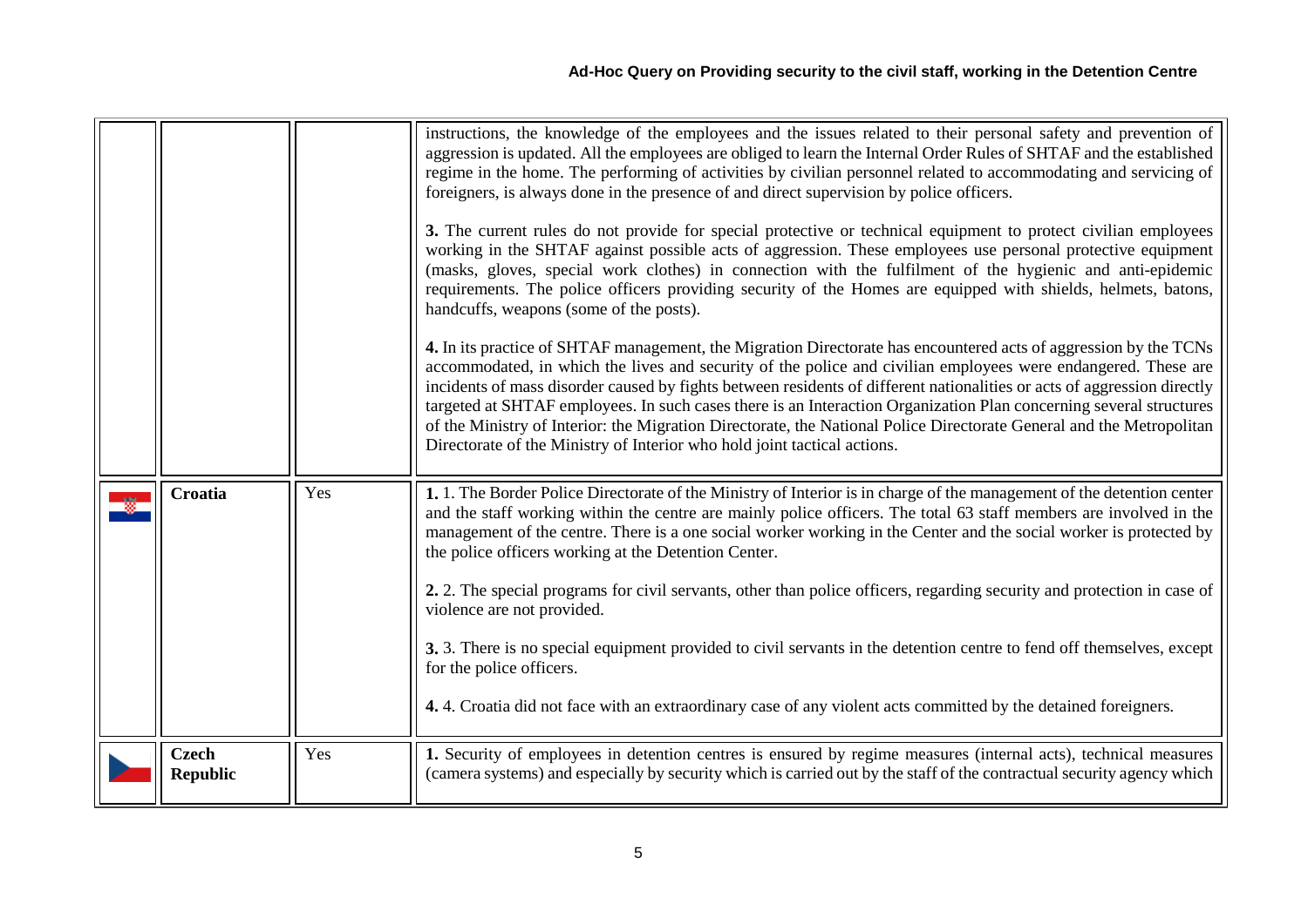| | | | |
|---|---|---|---|
| | | | instructions, the knowledge of the employees and the issues related to their personal safety and prevention of aggression is updated. All the employees are obliged to learn the Internal Order Rules of SHTAF and the established regime in the home. The performing of activities by civilian personnel related to accommodating and servicing of foreigners, is always done in the presence of and direct supervision by police officers.<br><br>**3.** The current rules do not provide for special protective or technical equipment to protect civilian employees working in the SHTAF against possible acts of aggression. These employees use personal protective equipment (masks, gloves, special work clothes) in connection with the fulfilment of the hygienic and anti-epidemic requirements. The police officers providing security of the Homes are equipped with shields, helmets, batons, handcuffs, weapons (some of the posts).<br><br>**4.** In its practice of SHTAF management, the Migration Directorate has encountered acts of aggression by the TCNs accommodated, in which the lives and security of the police and civilian employees were endangered. These are incidents of mass disorder caused by fights between residents of different nationalities or acts of aggression directly targeted at SHTAF employees. In such cases there is an Interaction Organization Plan concerning several structures of the Ministry of Interior: the Migration Directorate, the National Police Directorate General and the Metropolitan Directorate of the Ministry of Interior who hold joint tactical actions. |
| | **Croatia** | Yes | **1.** 1. The Border Police Directorate of the Ministry of Interior is in charge of the management of the detention center and the staff working within the centre are mainly police officers. The total 63 staff members are involved in the management of the centre. There is a one social worker working in the Center and the social worker is protected by the police officers working at the Detention Center.<br><br>**2.** 2. The special programs for civil servants, other than police officers, regarding security and protection in case of violence are not provided.<br><br>**3.** 3. There is no special equipment provided to civil servants in the detention centre to fend off themselves, except for the police officers.<br><br>**4.** 4. Croatia did not face with an extraordinary case of any violent acts committed by the detained foreigners. |
| | **Czech Republic** | Yes | **1.** Security of employees in detention centres is ensured by regime measures (internal acts), technical measures (camera systems) and especially by security which is carried out by the staff of the contractual security agency which |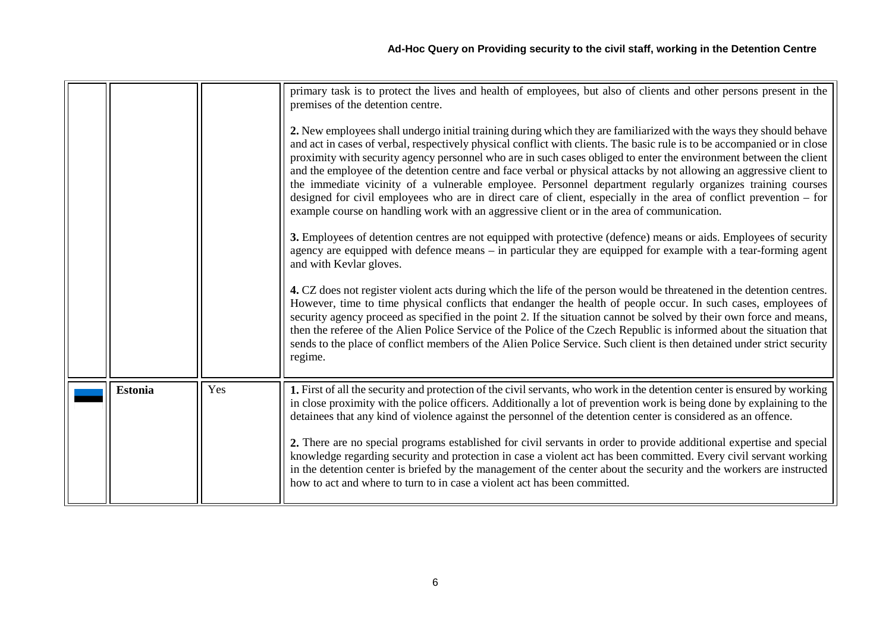| | | | |
|---|---|---|---|
| | | | primary task is to protect the lives and health of employees, but also of clients and other persons present in the premises of the detention centre.<br><br>**2.** New employees shall undergo initial training during which they are familiarized with the ways they should behave and act in cases of verbal, respectively physical conflict with clients. The basic rule is to be accompanied or in close proximity with security agency personnel who are in such cases obliged to enter the environment between the client and the employee of the detention centre and face verbal or physical attacks by not allowing an aggressive client to the immediate vicinity of a vulnerable employee. Personnel department regularly organizes training courses designed for civil employees who are in direct care of client, especially in the area of conflict prevention – for example course on handling work with an aggressive client or in the area of communication.<br><br>**3.** Employees of detention centres are not equipped with protective (defence) means or aids. Employees of security agency are equipped with defence means – in particular they are equipped for example with a tear-forming agent and with Kevlar gloves.<br><br>**4.** CZ does not register violent acts during which the life of the person would be threatened in the detention centres. However, time to time physical conflicts that endanger the health of people occur. In such cases, employees of security agency proceed as specified in the point 2. If the situation cannot be solved by their own force and means, then the referee of the Alien Police Service of the Police of the Czech Republic is informed about the situation that sends to the place of conflict members of the Alien Police Service. Such client is then detained under strict security regime. |
| | **Estonia** | Yes | **1.** First of all the security and protection of the civil servants, who work in the detention center is ensured by working in close proximity with the police officers. Additionally a lot of prevention work is being done by explaining to the detainees that any kind of violence against the personnel of the detention center is considered as an offence.<br><br>**2.** There are no special programs established for civil servants in order to provide additional expertise and special knowledge regarding security and protection in case a violent act has been committed. Every civil servant working in the detention center is briefed by the management of the center about the security and the workers are instructed how to act and where to turn to in case a violent act has been committed. |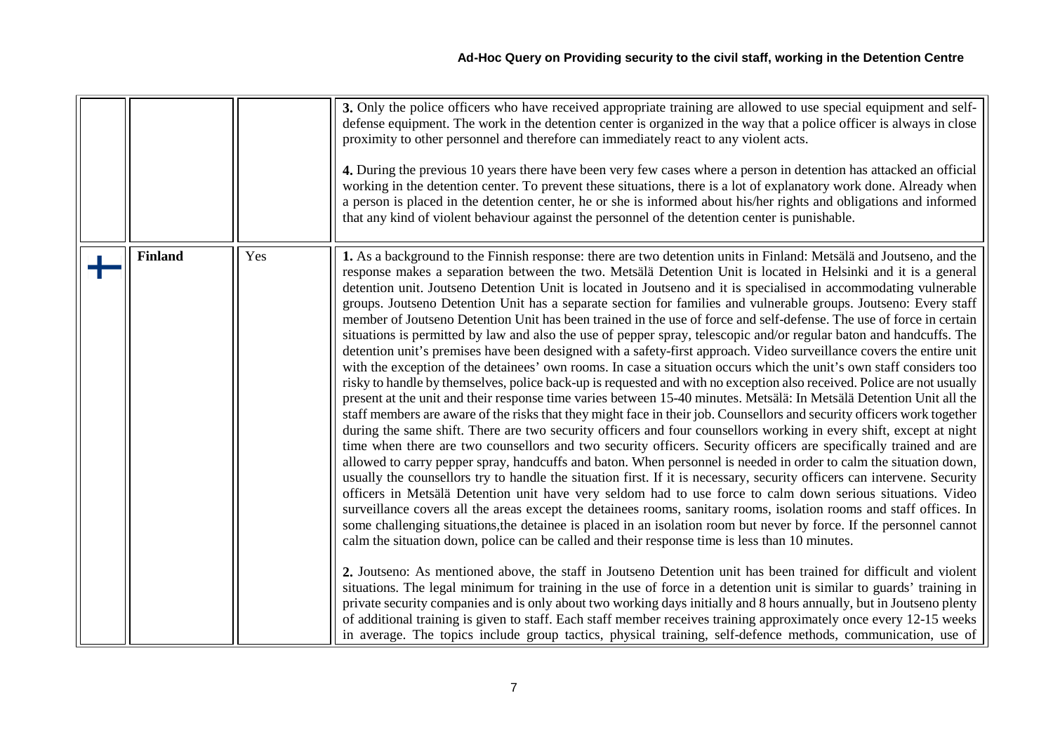| | | | |
|---|---|---|---|
| | | | **3.** Only the police officers who have received appropriate training are allowed to use special equipment and self-defense equipment. The work in the detention center is organized in the way that a police officer is always in close proximity to other personnel and therefore can immediately react to any violent acts.<br><br>**4.** During the previous 10 years there have been very few cases where a person in detention has attacked an official working in the detention center. To prevent these situations, there is a lot of explanatory work done. Already when a person is placed in the detention center, he or she is informed about his/her rights and obligations and informed that any kind of violent behaviour against the personnel of the detention center is punishable. |
| | **Finland** | Yes | **1.** As a background to the Finnish response: there are two detention units in Finland: Metsälä and Joutseno, and the response makes a separation between the two. Metsälä Detention Unit is located in Helsinki and it is a general detention unit. Joutseno Detention Unit is located in Joutseno and it is specialised in accommodating vulnerable groups. Joutseno Detention Unit has a separate section for families and vulnerable groups. Joutseno: Every staff member of Joutseno Detention Unit has been trained in the use of force and self-defense. The use of force in certain situations is permitted by law and also the use of pepper spray, telescopic and/or regular baton and handcuffs. The detention unit's premises have been designed with a safety-first approach. Video surveillance covers the entire unit with the exception of the detainees' own rooms. In case a situation occurs which the unit's own staff considers too risky to handle by themselves, police back-up is requested and with no exception also received. Police are not usually present at the unit and their response time varies between 15-40 minutes. Metsälä: In Metsälä Detention Unit all the staff members are aware of the risks that they might face in their job. Counsellors and security officers work together during the same shift. There are two security officers and four counsellors working in every shift, except at night time when there are two counsellors and two security officers. Security officers are specifically trained and are allowed to carry pepper spray, handcuffs and baton. When personnel is needed in order to calm the situation down, usually the counsellors try to handle the situation first. If it is necessary, security officers can intervene. Security officers in Metsälä Detention unit have very seldom had to use force to calm down serious situations. Video surveillance covers all the areas except the detainees rooms, sanitary rooms, isolation rooms and staff offices. In some challenging situations,the detainee is placed in an isolation room but never by force. If the personnel cannot calm the situation down, police can be called and their response time is less than 10 minutes.<br><br>**2.** Joutseno: As mentioned above, the staff in Joutseno Detention unit has been trained for difficult and violent situations. The legal minimum for training in the use of force in a detention unit is similar to guards' training in private security companies and is only about two working days initially and 8 hours annually, but in Joutseno plenty of additional training is given to staff. Each staff member receives training approximately once every 12-15 weeks in average. The topics include group tactics, physical training, self-defence methods, communication, use of |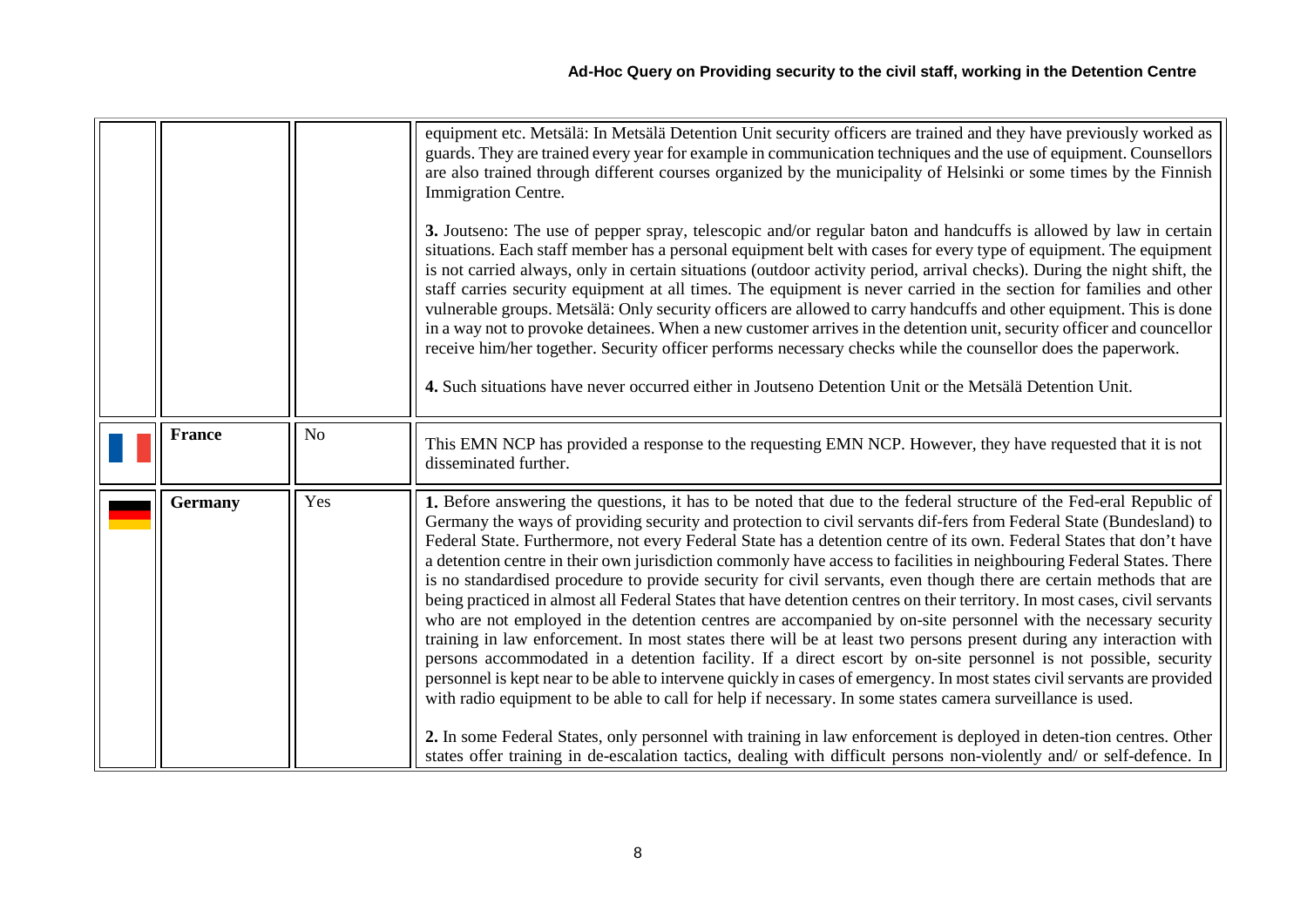| | | | |
|---|---|---|---|
| | | | equipment etc. Metsälä: In Metsälä Detention Unit security officers are trained and they have previously worked as guards. They are trained every year for example in communication techniques and the use of equipment. Counsellors are also trained through different courses organized by the municipality of Helsinki or some times by the Finnish Immigration Centre.<br><br>**3.** Joutseno: The use of pepper spray, telescopic and/or regular baton and handcuffs is allowed by law in certain situations. Each staff member has a personal equipment belt with cases for every type of equipment. The equipment is not carried always, only in certain situations (outdoor activity period, arrival checks). During the night shift, the staff carries security equipment at all times. The equipment is never carried in the section for families and other vulnerable groups. Metsälä: Only security officers are allowed to carry handcuffs and other equipment. This is done in a way not to provoke detainees. When a new customer arrives in the detention unit, security officer and councellor receive him/her together. Security officer performs necessary checks while the counsellor does the paperwork.<br><br>**4.** Such situations have never occurred either in Joutseno Detention Unit or the Metsälä Detention Unit. |
| | **France** | No | This EMN NCP has provided a response to the requesting EMN NCP. However, they have requested that it is not disseminated further. |
| | **Germany** | Yes | **1.** Before answering the questions, it has to be noted that due to the federal structure of the Fed-eral Republic of Germany the ways of providing security and protection to civil servants dif-fers from Federal State (Bundesland) to Federal State. Furthermore, not every Federal State has a detention centre of its own. Federal States that don't have a detention centre in their own jurisdiction commonly have access to facilities in neighbouring Federal States. There is no standardised procedure to provide security for civil servants, even though there are certain methods that are being practiced in almost all Federal States that have detention centres on their territory. In most cases, civil servants who are not employed in the detention centres are accompanied by on-site personnel with the necessary security training in law enforcement. In most states there will be at least two persons present during any interaction with persons accommodated in a detention facility. If a direct escort by on-site personnel is not possible, security personnel is kept near to be able to intervene quickly in cases of emergency. In most states civil servants are provided with radio equipment to be able to call for help if necessary. In some states camera surveillance is used.<br><br>**2.** In some Federal States, only personnel with training in law enforcement is deployed in deten-tion centres. Other states offer training in de-escalation tactics, dealing with difficult persons non-violently and/ or self-defence. In |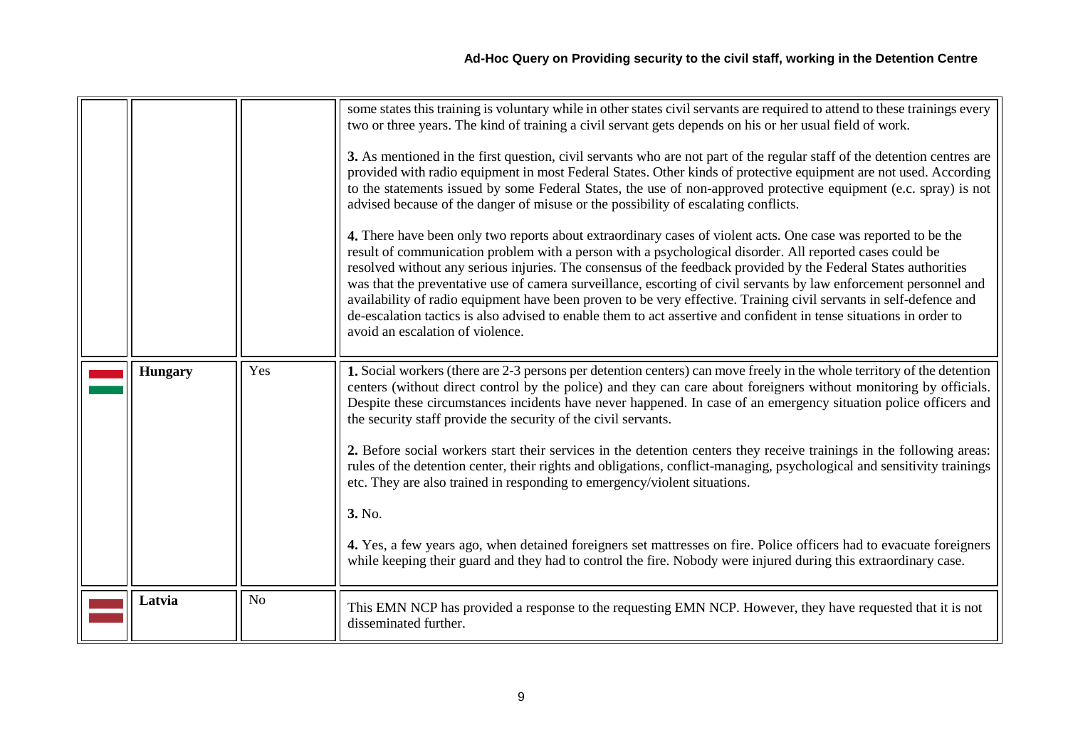| | | | |
|---|---|---|---|
| | | | some states this training is voluntary while in other states civil servants are required to attend to these trainings every two or three years. The kind of training a civil servant gets depends on his or her usual field of work.<br><br>**3.** As mentioned in the first question, civil servants who are not part of the regular staff of the detention centres are provided with radio equipment in most Federal States. Other kinds of protective equipment are not used. According to the statements issued by some Federal States, the use of non-approved protective equipment (e.c. spray) is not advised because of the danger of misuse or the possibility of escalating conflicts.<br><br>**4.** There have been only two reports about extraordinary cases of violent acts. One case was reported to be the result of communication problem with a person with a psychological disorder. All reported cases could be resolved without any serious injuries. The consensus of the feedback provided by the Federal States authorities was that the preventative use of camera surveillance, escorting of civil servants by law enforcement personnel and availability of radio equipment have been proven to be very effective. Training civil servants in self-defence and de-escalation tactics is also advised to enable them to act assertive and confident in tense situations in order to avoid an escalation of violence. |
| | **Hungary** | Yes | **1.** Social workers (there are 2-3 persons per detention centers) can move freely in the whole territory of the detention centers (without direct control by the police) and they can care about foreigners without monitoring by officials. Despite these circumstances incidents have never happened. In case of an emergency situation police officers and the security staff provide the security of the civil servants.<br><br>**2.** Before social workers start their services in the detention centers they receive trainings in the following areas: rules of the detention center, their rights and obligations, conflict-managing, psychological and sensitivity trainings etc. They are also trained in responding to emergency/violent situations.<br><br>**3.** No.<br><br>**4.** Yes, a few years ago, when detained foreigners set mattresses on fire. Police officers had to evacuate foreigners while keeping their guard and they had to control the fire. Nobody were injured during this extraordinary case. |
| | **Latvia** | No | This EMN NCP has provided a response to the requesting EMN NCP. However, they have requested that it is not disseminated further. |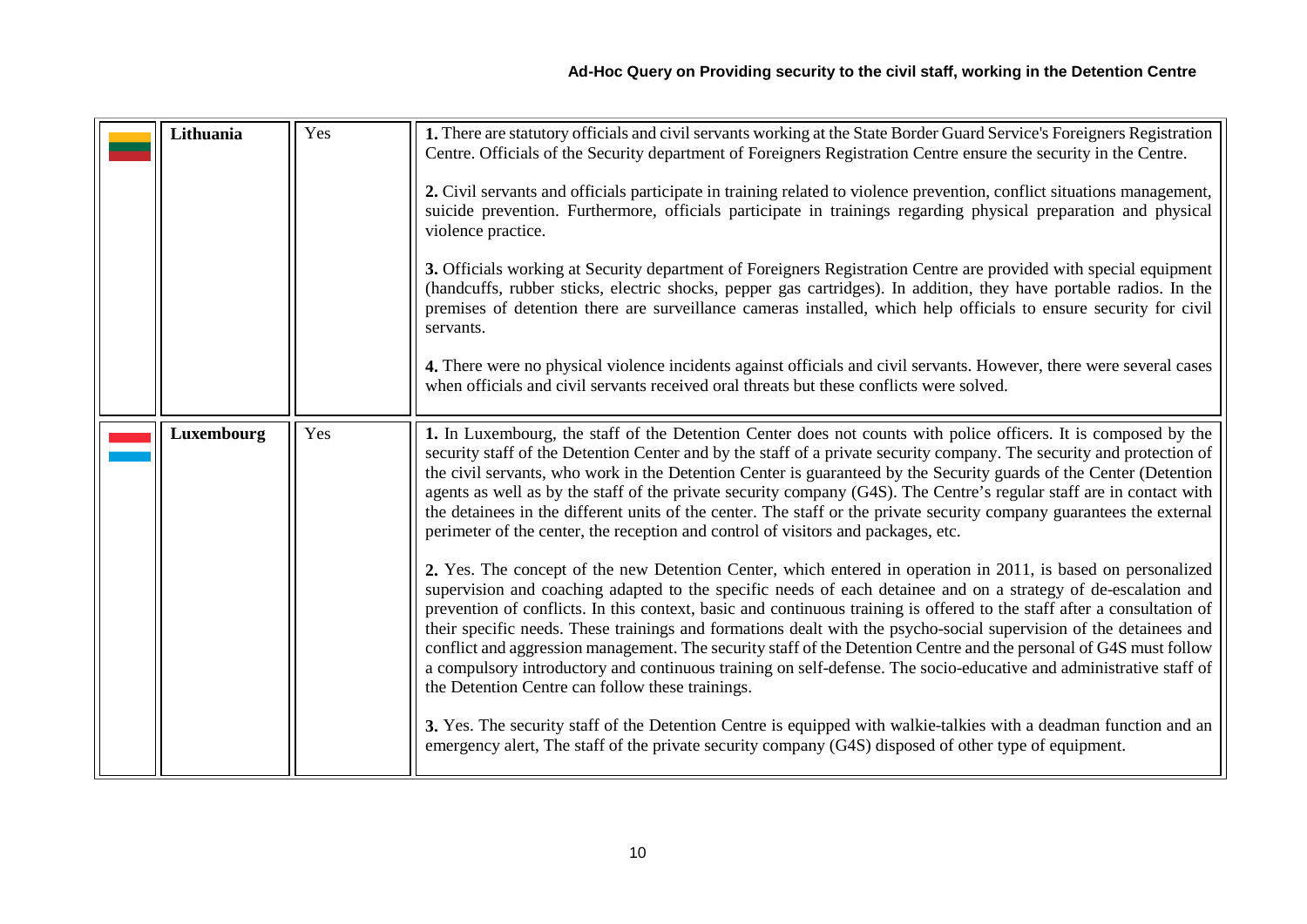| | Lithuania | Yes | **1.** There are statutory officials and civil servants working at the State Border Guard Service's Foreigners Registration Centre. Officials of the Security department of Foreigners Registration Centre ensure the security in the Centre.<br><br>**2.** Civil servants and officials participate in training related to violence prevention, conflict situations management, suicide prevention. Furthermore, officials participate in trainings regarding physical preparation and physical violence practice.<br><br>**3.** Officials working at Security department of Foreigners Registration Centre are provided with special equipment (handcuffs, rubber sticks, electric shocks, pepper gas cartridges). In addition, they have portable radios. In the premises of detention there are surveillance cameras installed, which help officials to ensure security for civil servants.<br><br>**4.** There were no physical violence incidents against officials and civil servants. However, there were several cases when officials and civil servants received oral threats but these conflicts were solved. |
|---|---|---|---|
| | Luxembourg | Yes | **1.** In Luxembourg, the staff of the Detention Center does not counts with police officers. It is composed by the security staff of the Detention Center and by the staff of a private security company. The security and protection of the civil servants, who work in the Detention Center is guaranteed by the Security guards of the Center (Detention agents as well as by the staff of the private security company (G4S). The Centre's regular staff are in contact with the detainees in the different units of the center. The staff or the private security company guarantees the external perimeter of the center, the reception and control of visitors and packages, etc.<br><br>**2.** Yes. The concept of the new Detention Center, which entered in operation in 2011, is based on personalized supervision and coaching adapted to the specific needs of each detainee and on a strategy of de-escalation and prevention of conflicts. In this context, basic and continuous training is offered to the staff after a consultation of their specific needs. These trainings and formations dealt with the psycho-social supervision of the detainees and conflict and aggression management. The security staff of the Detention Centre and the personal of G4S must follow a compulsory introductory and continuous training on self-defense. The socio-educative and administrative staff of the Detention Centre can follow these trainings.<br><br>**3.** Yes. The security staff of the Detention Centre is equipped with walkie-talkies with a deadman function and an emergency alert, The staff of the private security company (G4S) disposed of other type of equipment. |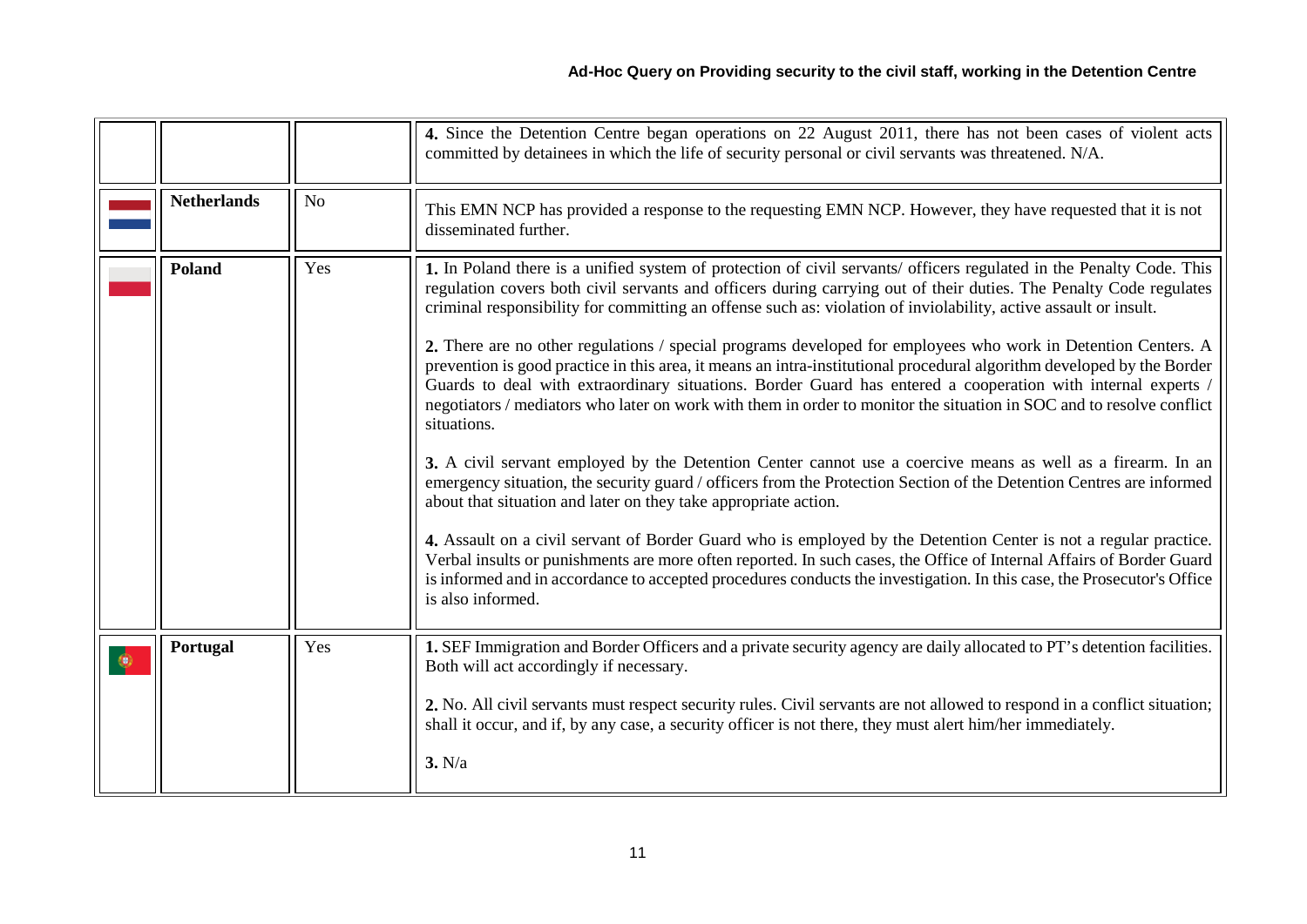| | | | |
|---|---|---|---|
| | | | **4.** Since the Detention Centre began operations on 22 August 2011, there has not been cases of violent acts committed by detainees in which the life of security personal or civil servants was threatened. N/A. |
| | **Netherlands** | No | This EMN NCP has provided a response to the requesting EMN NCP. However, they have requested that it is not disseminated further. |
| | **Poland** | Yes | **1.** In Poland there is a unified system of protection of civil servants/ officers regulated in the Penalty Code. This regulation covers both civil servants and officers during carrying out of their duties. The Penalty Code regulates criminal responsibility for committing an offense such as: violation of inviolability, active assault or insult.<br><br>**2.** There are no other regulations / special programs developed for employees who work in Detention Centers. A prevention is good practice in this area, it means an intra-institutional procedural algorithm developed by the Border Guards to deal with extraordinary situations. Border Guard has entered a cooperation with internal experts / negotiators / mediators who later on work with them in order to monitor the situation in SOC and to resolve conflict situations.<br><br>**3.** A civil servant employed by the Detention Center cannot use a coercive means as well as a firearm. In an emergency situation, the security guard / officers from the Protection Section of the Detention Centres are informed about that situation and later on they take appropriate action.<br><br>**4.** Assault on a civil servant of Border Guard who is employed by the Detention Center is not a regular practice. Verbal insults or punishments are more often reported. In such cases, the Office of Internal Affairs of Border Guard is informed and in accordance to accepted procedures conducts the investigation. In this case, the Prosecutor's Office is also informed. |
| | **Portugal** | Yes | **1.** SEF Immigration and Border Officers and a private security agency are daily allocated to PT's detention facilities. Both will act accordingly if necessary.<br><br>**2.** No. All civil servants must respect security rules. Civil servants are not allowed to respond in a conflict situation; shall it occur, and if, by any case, a security officer is not there, they must alert him/her immediately.<br><br>**3.** N/a |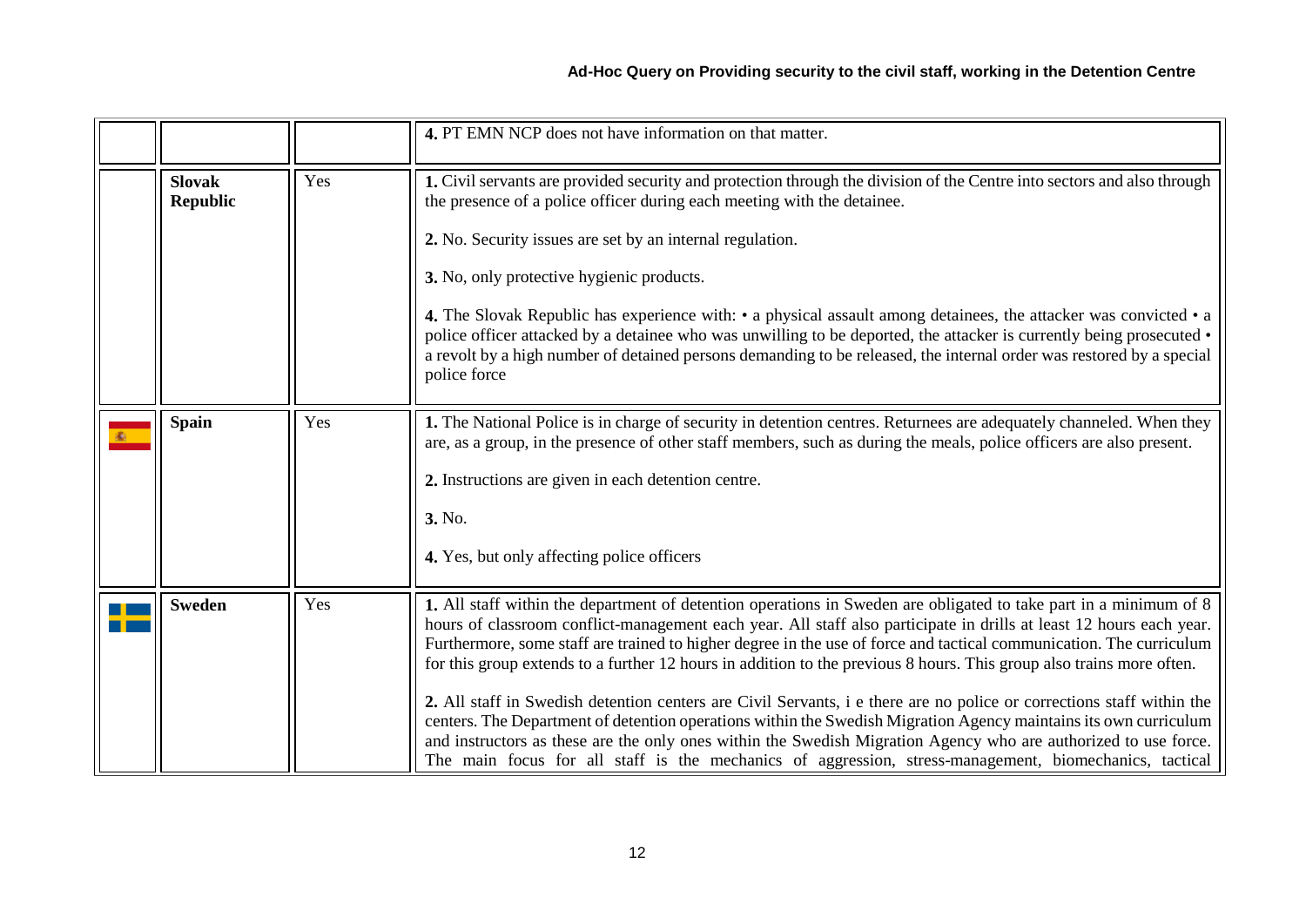| | | | |
|---|---|---|---|
| | | | **4.** PT EMN NCP does not have information on that matter. |
| | **Slovak Republic** | Yes | **1.** Civil servants are provided security and protection through the division of the Centre into sectors and also through the presence of a police officer during each meeting with the detainee.<br><br>**2.** No. Security issues are set by an internal regulation.<br><br>**3.** No, only protective hygienic products.<br><br>**4.** The Slovak Republic has experience with: • a physical assault among detainees, the attacker was convicted • a police officer attacked by a detainee who was unwilling to be deported, the attacker is currently being prosecuted • a revolt by a high number of detained persons demanding to be released, the internal order was restored by a special police force |
| | **Spain** | Yes | **1.** The National Police is in charge of security in detention centres. Returnees are adequately channeled. When they are, as a group, in the presence of other staff members, such as during the meals, police officers are also present.<br><br>**2.** Instructions are given in each detention centre.<br><br>**3.** No.<br><br>**4.** Yes, but only affecting police officers |
| | **Sweden** | Yes | **1.** All staff within the department of detention operations in Sweden are obligated to take part in a minimum of 8 hours of classroom conflict-management each year. All staff also participate in drills at least 12 hours each year. Furthermore, some staff are trained to higher degree in the use of force and tactical communication. The curriculum for this group extends to a further 12 hours in addition to the previous 8 hours. This group also trains more often.<br><br>**2.** All staff in Swedish detention centers are Civil Servants, i e there are no police or corrections staff within the centers. The Department of detention operations within the Swedish Migration Agency maintains its own curriculum and instructors as these are the only ones within the Swedish Migration Agency who are authorized to use force. The main focus for all staff is the mechanics of aggression, stress-management, biomechanics, tactical |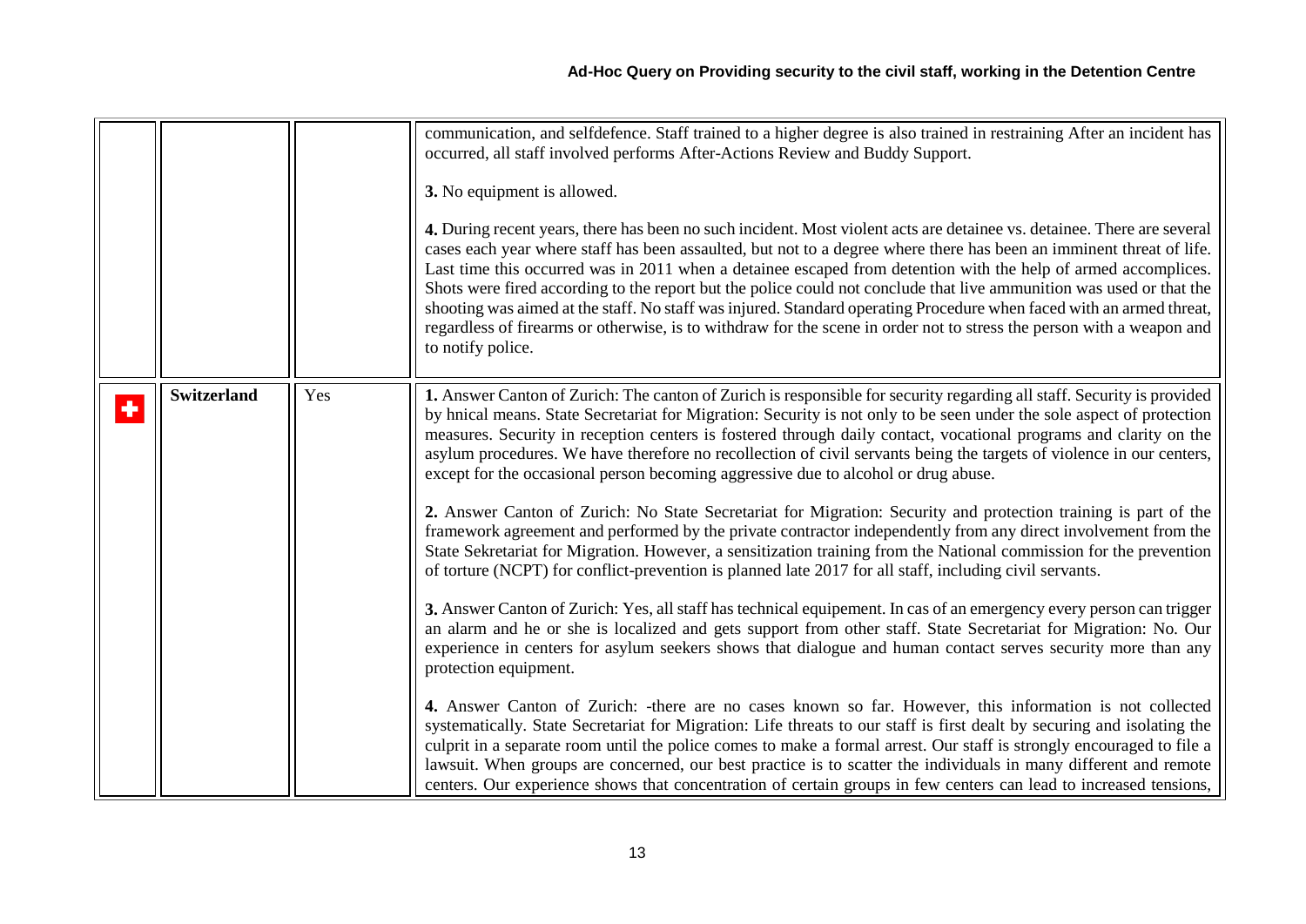| | | | |
|---|---|---|---|
| | | | communication, and selfdefence. Staff trained to a higher degree is also trained in restraining After an incident has occurred, all staff involved performs After-Actions Review and Buddy Support.<br><br>**3.** No equipment is allowed.<br><br>**4.** During recent years, there has been no such incident. Most violent acts are detainee vs. detainee. There are several cases each year where staff has been assaulted, but not to a degree where there has been an imminent threat of life. Last time this occurred was in 2011 when a detainee escaped from detention with the help of armed accomplices. Shots were fired according to the report but the police could not conclude that live ammunition was used or that the shooting was aimed at the staff. No staff was injured. Standard operating Procedure when faced with an armed threat, regardless of firearms or otherwise, is to withdraw for the scene in order not to stress the person with a weapon and to notify police. |
| | **Switzerland** | Yes | **1.** Answer Canton of Zurich: The canton of Zurich is responsible for security regarding all staff. Security is provided by hnical means. State Secretariat for Migration: Security is not only to be seen under the sole aspect of protection measures. Security in reception centers is fostered through daily contact, vocational programs and clarity on the asylum procedures. We have therefore no recollection of civil servants being the targets of violence in our centers, except for the occasional person becoming aggressive due to alcohol or drug abuse.<br><br>**2.** Answer Canton of Zurich: No State Secretariat for Migration: Security and protection training is part of the framework agreement and performed by the private contractor independently from any direct involvement from the State Sekretariat for Migration. However, a sensitization training from the National commission for the prevention of torture (NCPT) for conflict-prevention is planned late 2017 for all staff, including civil servants.<br><br>**3.** Answer Canton of Zurich: Yes, all staff has technical equipement. In cas of an emergency every person can trigger an alarm and he or she is localized and gets support from other staff. State Secretariat for Migration: No. Our experience in centers for asylum seekers shows that dialogue and human contact serves security more than any protection equipment.<br><br>**4.** Answer Canton of Zurich: -there are no cases known so far. However, this information is not collected systematically. State Secretariat for Migration: Life threats to our staff is first dealt by securing and isolating the culprit in a separate room until the police comes to make a formal arrest. Our staff is strongly encouraged to file a lawsuit. When groups are concerned, our best practice is to scatter the individuals in many different and remote centers. Our experience shows that concentration of certain groups in few centers can lead to increased tensions, |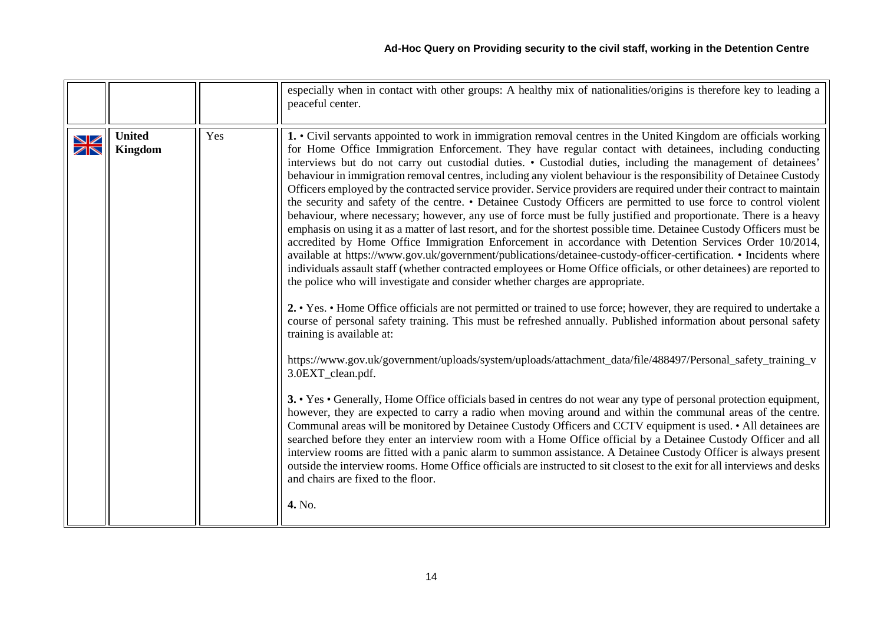| | | | |
|---|---|---|---|
| | | | especially when in contact with other groups: A healthy mix of nationalities/origins is therefore key to leading a peaceful center. |
| | **United Kingdom** | Yes | **1.** • Civil servants appointed to work in immigration removal centres in the United Kingdom are officials working for Home Office Immigration Enforcement. They have regular contact with detainees, including conducting interviews but do not carry out custodial duties. • Custodial duties, including the management of detainees' behaviour in immigration removal centres, including any violent behaviour is the responsibility of Detainee Custody Officers employed by the contracted service provider. Service providers are required under their contract to maintain the security and safety of the centre. • Detainee Custody Officers are permitted to use force to control violent behaviour, where necessary; however, any use of force must be fully justified and proportionate. There is a heavy emphasis on using it as a matter of last resort, and for the shortest possible time. Detainee Custody Officers must be accredited by Home Office Immigration Enforcement in accordance with Detention Services Order 10/2014, available at https://www.gov.uk/government/publications/detainee-custody-officer-certification. • Incidents where individuals assault staff (whether contracted employees or Home Office officials, or other detainees) are reported to the police who will investigate and consider whether charges are appropriate.<br><br>**2.** • Yes. • Home Office officials are not permitted or trained to use force; however, they are required to undertake a course of personal safety training. This must be refreshed annually. Published information about personal safety training is available at:<br><br>https://www.gov.uk/government/uploads/system/uploads/attachment_data/file/488497/Personal_safety_training_v3.0EXT_clean.pdf.<br><br>**3.** • Yes • Generally, Home Office officials based in centres do not wear any type of personal protection equipment, however, they are expected to carry a radio when moving around and within the communal areas of the centre. Communal areas will be monitored by Detainee Custody Officers and CCTV equipment is used. • All detainees are searched before they enter an interview room with a Home Office official by a Detainee Custody Officer and all interview rooms are fitted with a panic alarm to summon assistance. A Detainee Custody Officer is always present outside the interview rooms. Home Office officials are instructed to sit closest to the exit for all interviews and desks and chairs are fixed to the floor.<br><br>**4.** No. |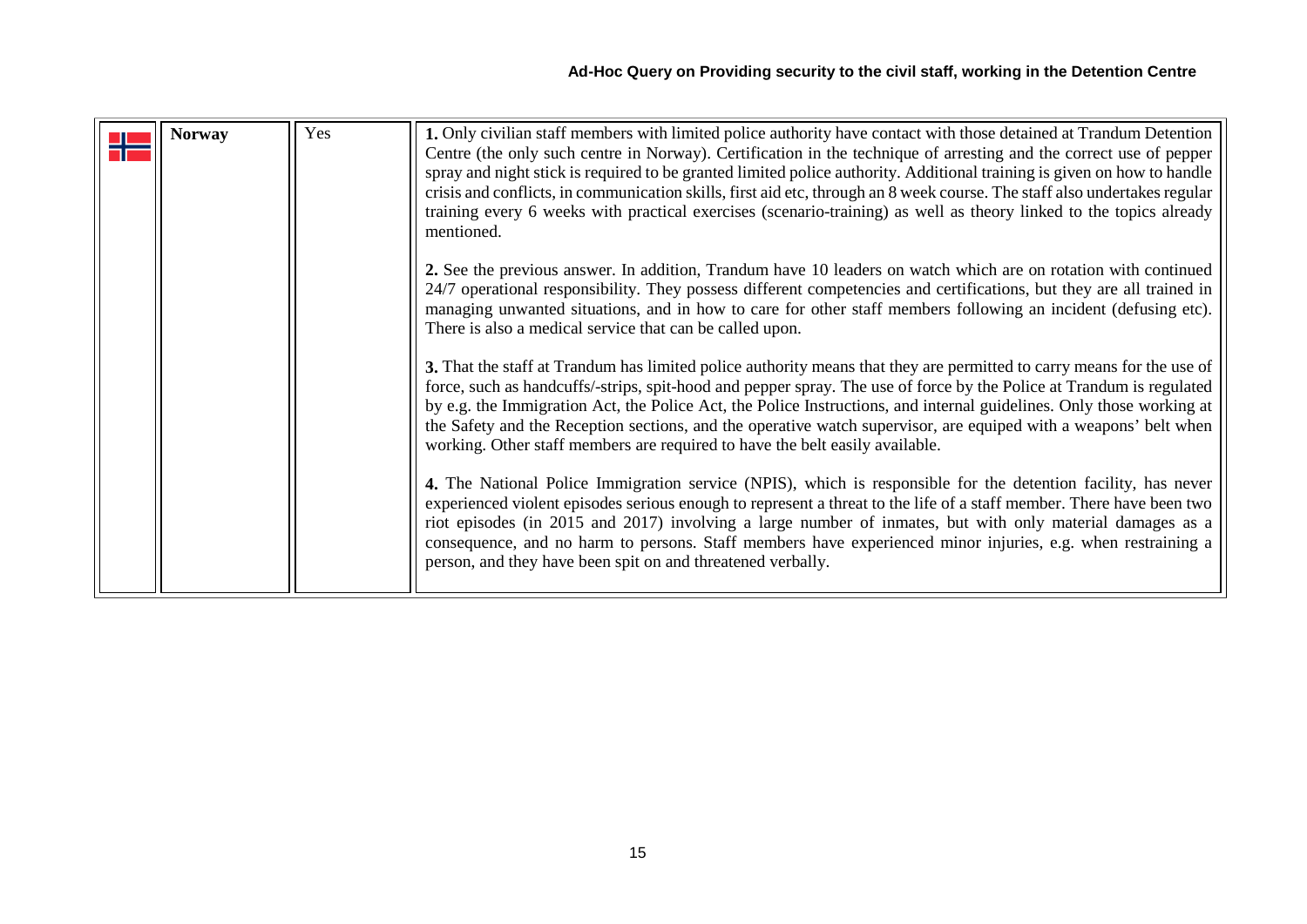| | | | |
|---|---|---|---|
| | **Norway** | Yes | **1.** Only civilian staff members with limited police authority have contact with those detained at Trandum Detention Centre (the only such centre in Norway). Certification in the technique of arresting and the correct use of pepper spray and night stick is required to be granted limited police authority. Additional training is given on how to handle crisis and conflicts, in communication skills, first aid etc, through an 8 week course. The staff also undertakes regular training every 6 weeks with practical exercises (scenario-training) as well as theory linked to the topics already mentioned.<br><br>**2.** See the previous answer. In addition, Trandum have 10 leaders on watch which are on rotation with continued 24/7 operational responsibility. They possess different competencies and certifications, but they are all trained in managing unwanted situations, and in how to care for other staff members following an incident (defusing etc). There is also a medical service that can be called upon.<br><br>**3.** That the staff at Trandum has limited police authority means that they are permitted to carry means for the use of force, such as handcuffs/-strips, spit-hood and pepper spray. The use of force by the Police at Trandum is regulated by e.g. the Immigration Act, the Police Act, the Police Instructions, and internal guidelines. Only those working at the Safety and the Reception sections, and the operative watch supervisor, are equiped with a weapons' belt when working. Other staff members are required to have the belt easily available.<br><br>**4.** The National Police Immigration service (NPIS), which is responsible for the detention facility, has never experienced violent episodes serious enough to represent a threat to the life of a staff member. There have been two riot episodes (in 2015 and 2017) involving a large number of inmates, but with only material damages as a consequence, and no harm to persons. Staff members have experienced minor injuries, e.g. when restraining a person, and they have been spit on and threatened verbally. |